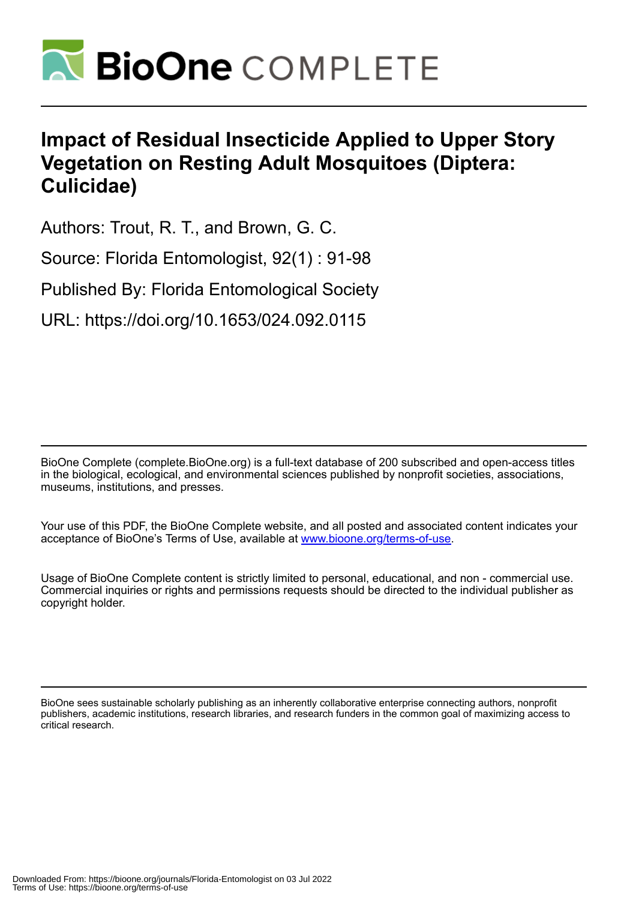# Impact of Residual Insecticide Applied to Upper Story Vegetation on Resting Adult Mosquitoes (Diptera: Culicidae)

Authors: Trout, R. T., and Brown, G. C.

Source: Florida Entomologist, 92(1) : 91-98

Published By: Florida Entomological Society

URL: https://doi.org/10.1653/024.092.0115

BioOne Complete (complete.BioOne.org) is a full-text database of 200 subscribed and open-access titles in the biological, ecological, and environmental sciences published by nonprofit societies, associations, museums, institutions, and presses.

Your use of this PDF, the BioOne Complete website, and all posted and associated content indicates your acceptance of BioOne's Terms of Use, available at www.bioone.org/terms-of-use.

Usage of BioOne Complete content is strictly limited to personal, educational, and non - commercial use. Commercial inquiries or rights and permissions requests should be directed to the individual publisher as copyright holder.

BioOne sees sustainable scholarly publishing as an inherently collaborative enterprise connecting authors, nonprofit publishers, academic institutions, research libraries, and research funders in the common goal of maximizing access to critical research.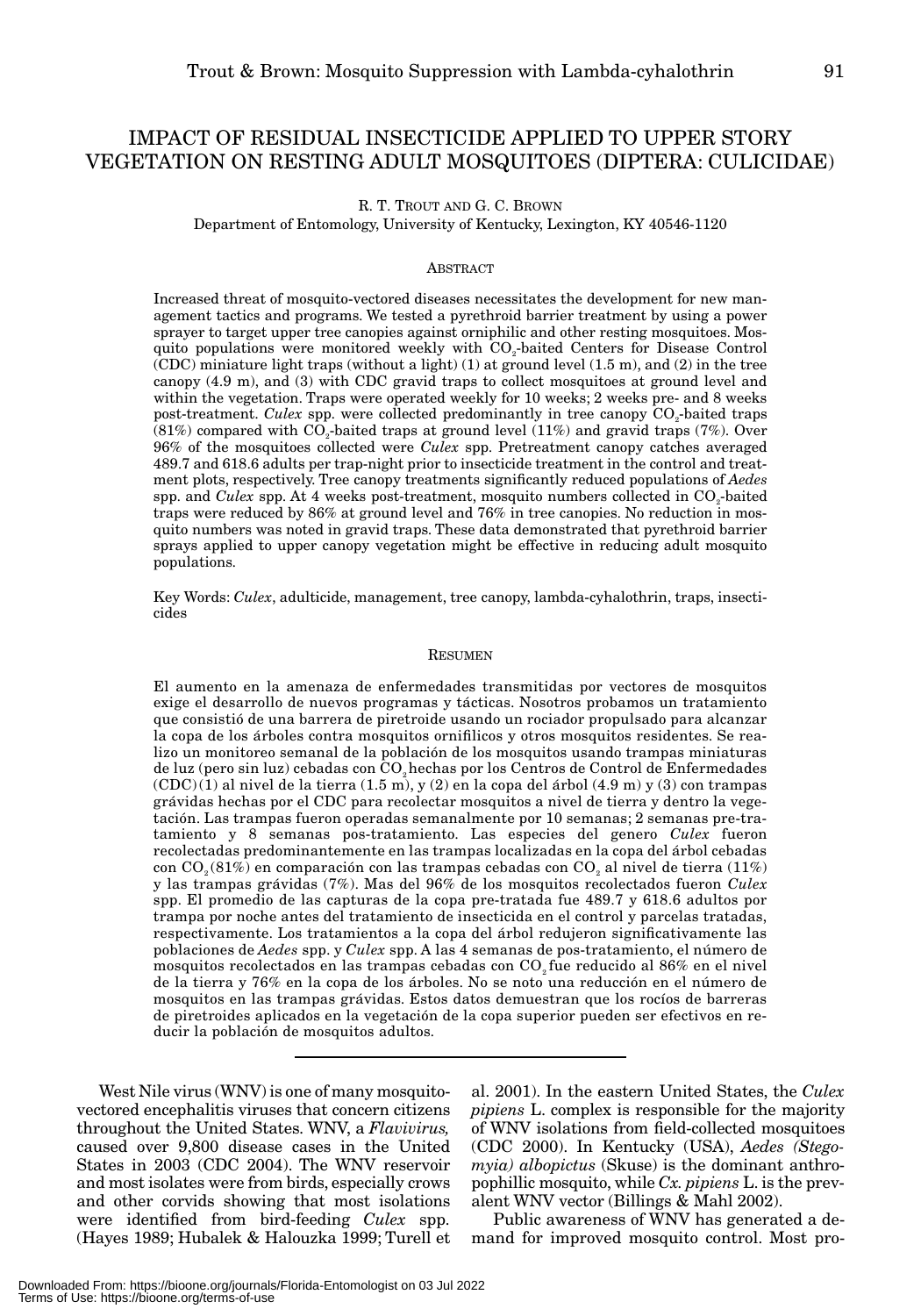# IMPACT OF RESIDUAL INSECTICIDE APPLIED TO UPPER STORY VEGETATION ON RESTING ADULT MOSQUITOES (DIPTERA: CULICIDAE)

R. T. TROUT AND G. C. BROWN

Department of Entomology, University of Kentucky, Lexington, KY 40546-1120

## ABSTRACT

Increased threat of mosquito-vectored diseases necessitates the development for new management tactics and programs. We tested a pyrethroid barrier treatment by using a power sprayer to target upper tree canopies against orniphilic and other resting mosquitoes. Mosquito populations were monitored weekly with $CO_2$-baited Centers for Disease Control (CDC) miniature light traps (without a light) (1) at ground level (1.5 m), and (2) in the tree canopy (4.9 m), and (3) with CDC gravid traps to collect mosquitoes at ground level and within the vegetation. Traps were operated weekly for 10 weeks; 2 weeks pre- and 8 weeks post-treatment. *Culex* spp. were collected predominantly in tree canopy $CO_2$-baited traps (81%) compared with $CO_2$-baited traps at ground level (11%) and gravid traps (7%). Over 96% of the mosquitoes collected were *Culex* spp. Pretreatment canopy catches averaged 489.7 and 618.6 adults per trap-night prior to insecticide treatment in the control and treatment plots, respectively. Tree canopy treatments significantly reduced populations of *Aedes* spp. and *Culex* spp. At 4 weeks post-treatment, mosquito numbers collected in $CO_2$-baited traps were reduced by 86% at ground level and 76% in tree canopies. No reduction in mosquito numbers was noted in gravid traps. These data demonstrated that pyrethroid barrier sprays applied to upper canopy vegetation might be effective in reducing adult mosquito populations.

Key Words: *Culex*, adulticide, management, tree canopy, lambda-cyhalothrin, traps, insecticides

## RESUMEN

El aumento en la amenaza de enfermedades transmitidas por vectores de mosquitos exige el desarrollo de nuevos programas y tácticas. Nosotros probamos un tratamiento que consistió de una barrera de piretroide usando un rociador propulsado para alcanzar la copa de los árboles contra mosquitos ornifilicos y otros mosquitos residentes. Se realizo un monitoreo semanal de la población de los mosquitos usando trampas miniaturas de luz (pero sin luz) cebadas con $CO_2$ hechas por los Centros de Control de Enfermedades (CDC)(1) al nivel de la tierra (1.5 m), y (2) en la copa del árbol (4.9 m) y (3) con trampas grávidas hechas por el CDC para recolectar mosquitos a nivel de tierra y dentro la vegetación. Las trampas fueron operadas semanalmente por 10 semanas; 2 semanas pre-tratamiento y 8 semanas pos-tratamiento. Las especies del genero *Culex* fueron recolectadas predominantemente en las trampas localizadas en la copa del árbol cebadas con $CO_2$(81%) en comparación con las trampas cebadas con $CO_2$ al nivel de tierra (11%) y las trampas grávidas (7%). Mas del 96% de los mosquitos recolectados fueron *Culex* spp. El promedio de las capturas de la copa pre-tratada fue 489.7 y 618.6 adultos por trampa por noche antes del tratamiento de insecticida en el control y parcelas tratadas, respectivamente. Los tratamientos a la copa del árbol redujeron significativamente las poblaciones de *Aedes* spp. y *Culex* spp. A las 4 semanas de pos-tratamiento, el número de mosquitos recolectados en las trampas cebadas con $CO_2$ fue reducido al 86% en el nivel de la tierra y 76% en la copa de los árboles. No se noto una reducción en el número de mosquitos en las trampas grávidas. Estos datos demuestran que los rocíos de barreras de piretroides aplicados en la vegetación de la copa superior pueden ser efectivos en reducir la población de mosquitos adultos.

West Nile virus (WNV) is one of many mosquito-vectored encephalitis viruses that concern citizens throughout the United States. WNV, a *Flavivirus,* caused over 9,800 disease cases in the United States in 2003 (CDC 2004). The WNV reservoir and most isolates were from birds, especially crows and other corvids showing that most isolations were identified from bird-feeding *Culex* spp. (Hayes 1989; Hubalek & Halouzka 1999; Turell et al. 2001). In the eastern United States, the *Culex pipiens* L. complex is responsible for the majority of WNV isolations from field-collected mosquitoes (CDC 2000). In Kentucky (USA), *Aedes (Stegomyia) albopictus* (Skuse) is the dominant anthropophillic mosquito, while *Cx. pipiens* L. is the prevalent WNV vector (Billings & Mahl 2002).

Public awareness of WNV has generated a demand for improved mosquito control. Most pro-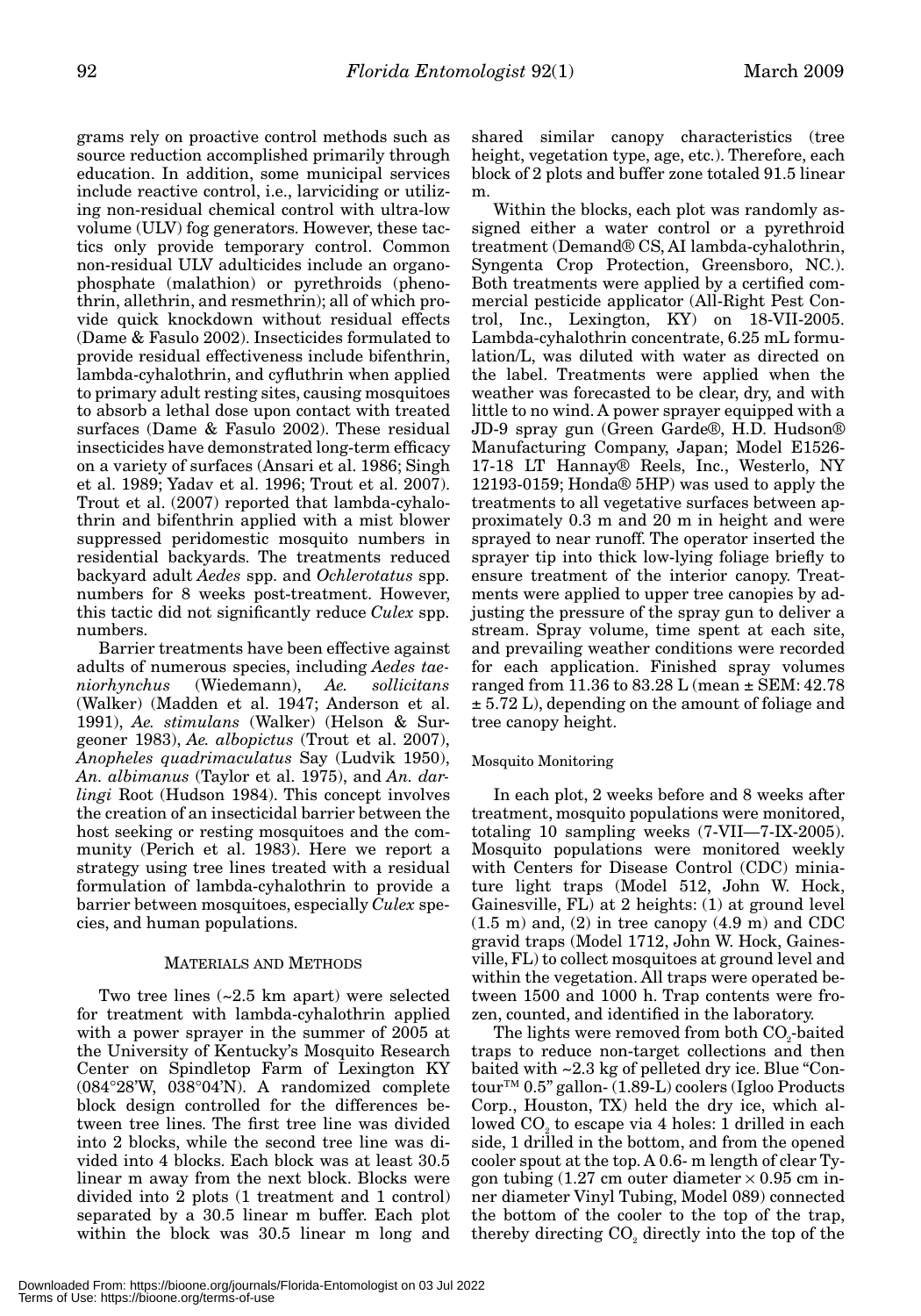grams rely on proactive control methods such as source reduction accomplished primarily through education. In addition, some municipal services include reactive control, i.e., larviciding or utilizing non-residual chemical control with ultra-low volume (ULV) fog generators. However, these tactics only provide temporary control. Common non-residual ULV adulticides include an organophosphate (malathion) or pyrethroids (phenothrin, allethrin, and resmethrin); all of which provide quick knockdown without residual effects (Dame & Fasulo 2002). Insecticides formulated to provide residual effectiveness include bifenthrin, lambda-cyhalothrin, and cyfluthrin when applied to primary adult resting sites, causing mosquitoes to absorb a lethal dose upon contact with treated surfaces (Dame & Fasulo 2002). These residual insecticides have demonstrated long-term efficacy on a variety of surfaces (Ansari et al. 1986; Singh et al. 1989; Yadav et al. 1996; Trout et al. 2007). Trout et al. (2007) reported that lambda-cyhalothrin and bifenthrin applied with a mist blower suppressed peridomestic mosquito numbers in residential backyards. The treatments reduced backyard adult *Aedes* spp. and *Ochlerotatus* spp. numbers for 8 weeks post-treatment. However, this tactic did not significantly reduce *Culex* spp. numbers.

Barrier treatments have been effective against adults of numerous species, including *Aedes taeniorhynchus* (Wiedemann), *Ae. sollicitans* (Walker) (Madden et al. 1947; Anderson et al. 1991), *Ae. stimulans* (Walker) (Helson & Surgeoner 1983), *Ae. albopictus* (Trout et al. 2007), *Anopheles quadrimaculatus* Say (Ludvik 1950), *An. albimanus* (Taylor et al. 1975), and *An. darlingi* Root (Hudson 1984). This concept involves the creation of an insecticidal barrier between the host seeking or resting mosquitoes and the community (Perich et al. 1983). Here we report a strategy using tree lines treated with a residual formulation of lambda-cyhalothrin to provide a barrier between mosquitoes, especially *Culex* species, and human populations.

## MATERIALS AND METHODS

Two tree lines (~2.5 km apart) were selected for treatment with lambda-cyhalothrin applied with a power sprayer in the summer of 2005 at the University of Kentucky's Mosquito Research Center on Spindletop Farm of Lexington KY (084°28'W, 038°04'N). A randomized complete block design controlled for the differences between tree lines. The first tree line was divided into 2 blocks, while the second tree line was divided into 4 blocks. Each block was at least 30.5 linear m away from the next block. Blocks were divided into 2 plots (1 treatment and 1 control) separated by a 30.5 linear m buffer. Each plot within the block was 30.5 linear m long and shared similar canopy characteristics (tree height, vegetation type, age, etc.). Therefore, each block of 2 plots and buffer zone totaled 91.5 linear m.

Within the blocks, each plot was randomly assigned either a water control or a pyrethroid treatment (Demand® CS, AI lambda-cyhalothrin, Syngenta Crop Protection, Greensboro, NC.). Both treatments were applied by a certified commercial pesticide applicator (All-Right Pest Control, Inc., Lexington, KY) on 18-VII-2005. Lambda-cyhalothrin concentrate, 6.25 mL formulation/L, was diluted with water as directed on the label. Treatments were applied when the weather was forecasted to be clear, dry, and with little to no wind. A power sprayer equipped with a JD-9 spray gun (Green Garde®, H.D. Hudson® Manufacturing Company, Japan; Model E1526-17-18 LT Hannay® Reels, Inc., Westerlo, NY 12193-0159; Honda® 5HP) was used to apply the treatments to all vegetative surfaces between approximately 0.3 m and 20 m in height and were sprayed to near runoff. The operator inserted the sprayer tip into thick low-lying foliage briefly to ensure treatment of the interior canopy. Treatments were applied to upper tree canopies by adjusting the pressure of the spray gun to deliver a stream. Spray volume, time spent at each site, and prevailing weather conditions were recorded for each application. Finished spray volumes ranged from 11.36 to 83.28 L (mean ± SEM: 42.78 ± 5.72 L), depending on the amount of foliage and tree canopy height.

### Mosquito Monitoring

In each plot, 2 weeks before and 8 weeks after treatment, mosquito populations were monitored, totaling 10 sampling weeks (7-VII—7-IX-2005). Mosquito populations were monitored weekly with Centers for Disease Control (CDC) miniature light traps (Model 512, John W. Hock, Gainesville, FL) at 2 heights: (1) at ground level (1.5 m) and, (2) in tree canopy (4.9 m) and CDC gravid traps (Model 1712, John W. Hock, Gainesville, FL) to collect mosquitoes at ground level and within the vegetation. All traps were operated between 1500 and 1000 h. Trap contents were frozen, counted, and identified in the laboratory.

The lights were removed from both $CO_2$-baited traps to reduce non-target collections and then baited with ~2.3 kg of pelleted dry ice. Blue "Contour™ 0.5" gallon- (1.89-L) coolers (Igloo Products Corp., Houston, TX) held the dry ice, which allowed $CO_2$ to escape via 4 holes: 1 drilled in each side, 1 drilled in the bottom, and from the opened cooler spout at the top. A 0.6- m length of clear Tygon tubing (1.27 cm outer diameter × 0.95 cm inner diameter Vinyl Tubing, Model 089) connected the bottom of the cooler to the top of the trap, thereby directing $CO_2$ directly into the top of the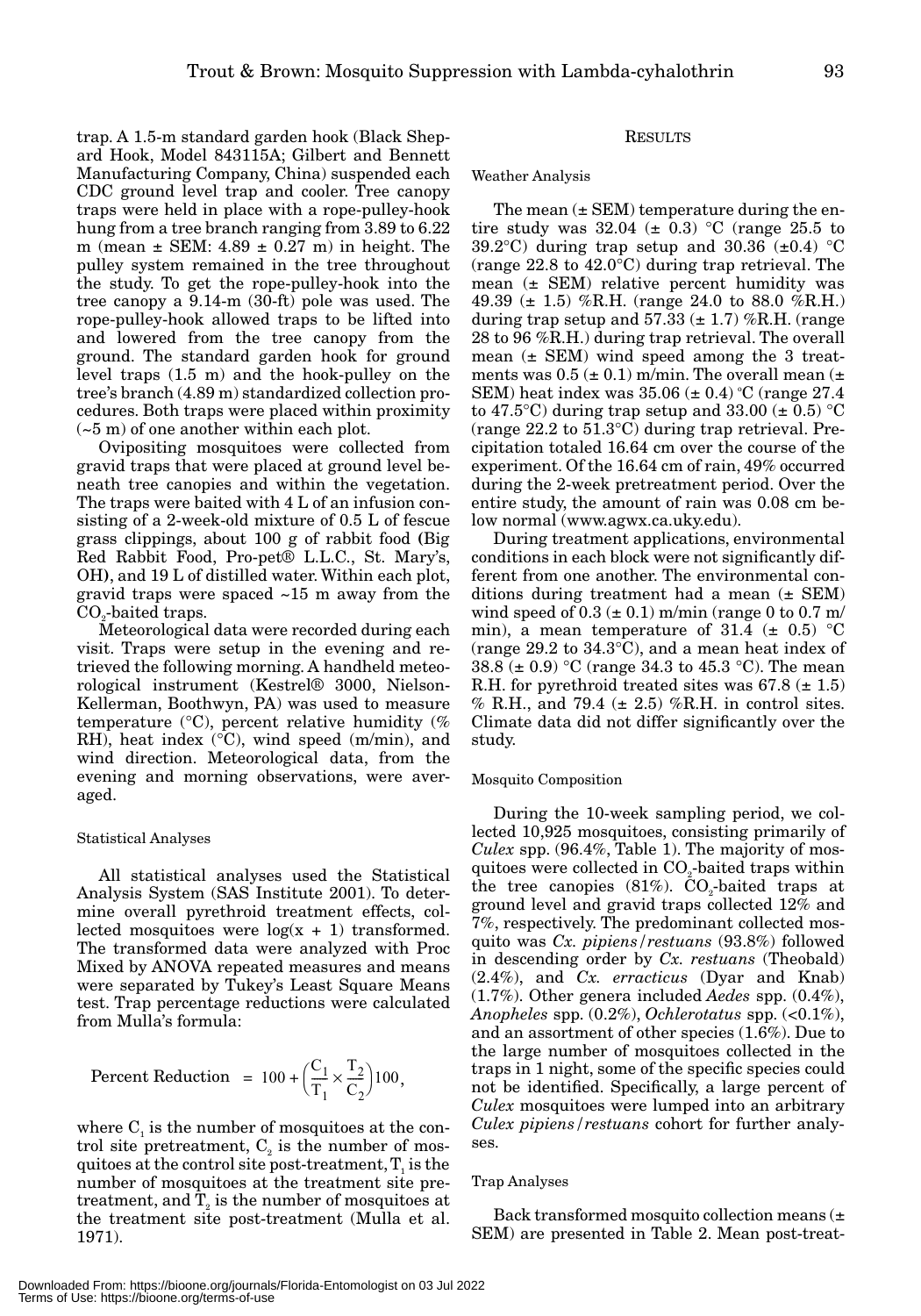trap. A 1.5-m standard garden hook (Black Shepard Hook, Model 843115A; Gilbert and Bennett Manufacturing Company, China) suspended each CDC ground level trap and cooler. Tree canopy traps were held in place with a rope-pulley-hook hung from a tree branch ranging from 3.89 to 6.22 m (mean ± SEM: 4.89 ± 0.27 m) in height. The pulley system remained in the tree throughout the study. To get the rope-pulley-hook into the tree canopy a 9.14-m (30-ft) pole was used. The rope-pulley-hook allowed traps to be lifted into and lowered from the tree canopy from the ground. The standard garden hook for ground level traps (1.5 m) and the hook-pulley on the tree's branch (4.89 m) standardized collection procedures. Both traps were placed within proximity (~5 m) of one another within each plot.

Ovipositing mosquitoes were collected from gravid traps that were placed at ground level beneath tree canopies and within the vegetation. The traps were baited with 4 L of an infusion consisting of a 2-week-old mixture of 0.5 L of fescue grass clippings, about 100 g of rabbit food (Big Red Rabbit Food, Pro-pet® L.L.C., St. Mary's, OH), and 19 L of distilled water. Within each plot, gravid traps were spaced ~15 m away from the $CO_2$-baited traps.

Meteorological data were recorded during each visit. Traps were setup in the evening and retrieved the following morning. A handheld meteorological instrument (Kestrel® 3000, Nielson-Kellerman, Boothwyn, PA) was used to measure temperature (°C), percent relative humidity (% RH), heat index (°C), wind speed (m/min), and wind direction. Meteorological data, from the evening and morning observations, were averaged.

### Statistical Analyses

All statistical analyses used the Statistical Analysis System (SAS Institute 2001). To determine overall pyrethroid treatment effects, collected mosquitoes were log(x + 1) transformed. The transformed data were analyzed with Proc Mixed by ANOVA repeated measures and means were separated by Tukey's Least Square Means test. Trap percentage reductions were calculated from Mulla's formula:

$$\text{Percent Reduction} = 100 + \left(\frac{C_1}{T_1} \times \frac{T_2}{C_2}\right)100,$$

where $C_1$ is the number of mosquitoes at the control site pretreatment, $C_2$ is the number of mosquitoes at the control site post-treatment, $T_1$ is the number of mosquitoes at the treatment site pretreatment, and $T_2$ is the number of mosquitoes at the treatment site post-treatment (Mulla et al. 1971).

## RESULTS

### Weather Analysis

The mean (± SEM) temperature during the entire study was 32.04 (± 0.3) °C (range 25.5 to 39.2°C) during trap setup and 30.36 (±0.4) °C (range 22.8 to 42.0°C) during trap retrieval. The mean (± SEM) relative percent humidity was 49.39 (± 1.5) %R.H. (range 24.0 to 88.0 %R.H.) during trap setup and 57.33 (± 1.7) %R.H. (range 28 to 96 %R.H.) during trap retrieval. The overall mean (± SEM) wind speed among the 3 treatments was 0.5 (± 0.1) m/min. The overall mean (± SEM) heat index was 35.06 (± 0.4) °C (range 27.4 to 47.5°C) during trap setup and 33.00 (± 0.5) °C (range 22.2 to 51.3°C) during trap retrieval. Precipitation totaled 16.64 cm over the course of the experiment. Of the 16.64 cm of rain, 49% occurred during the 2-week pretreatment period. Over the entire study, the amount of rain was 0.08 cm below normal (www.agwx.ca.uky.edu).

During treatment applications, environmental conditions in each block were not significantly different from one another. The environmental conditions during treatment had a mean (± SEM) wind speed of 0.3 (± 0.1) m/min (range 0 to 0.7 m/min), a mean temperature of 31.4 (± 0.5) °C (range 29.2 to 34.3°C), and a mean heat index of 38.8 (± 0.9) °C (range 34.3 to 45.3 °C). The mean R.H. for pyrethroid treated sites was 67.8 (± 1.5) % R.H., and 79.4 (± 2.5) %R.H. in control sites. Climate data did not differ significantly over the study.

### Mosquito Composition

During the 10-week sampling period, we collected 10,925 mosquitoes, consisting primarily of *Culex* spp. (96.4%, Table 1). The majority of mosquitoes were collected in $CO_2$-baited traps within the tree canopies (81%). $CO_2$-baited traps at ground level and gravid traps collected 12% and 7%, respectively. The predominant collected mosquito was *Cx. pipiens/restuans* (93.8%) followed in descending order by *Cx. restuans* (Theobald) (2.4%), and *Cx. erracticus* (Dyar and Knab) (1.7%). Other genera included *Aedes* spp. (0.4%), *Anopheles* spp. (0.2%), *Ochlerotatus* spp. (<0.1%), and an assortment of other species (1.6%). Due to the large number of mosquitoes collected in the traps in 1 night, some of the specific species could not be identified. Specifically, a large percent of *Culex* mosquitoes were lumped into an arbitrary *Culex pipiens/restuans* cohort for further analyses.

### Trap Analyses

Back transformed mosquito collection means (± SEM) are presented in Table 2. Mean post-treat-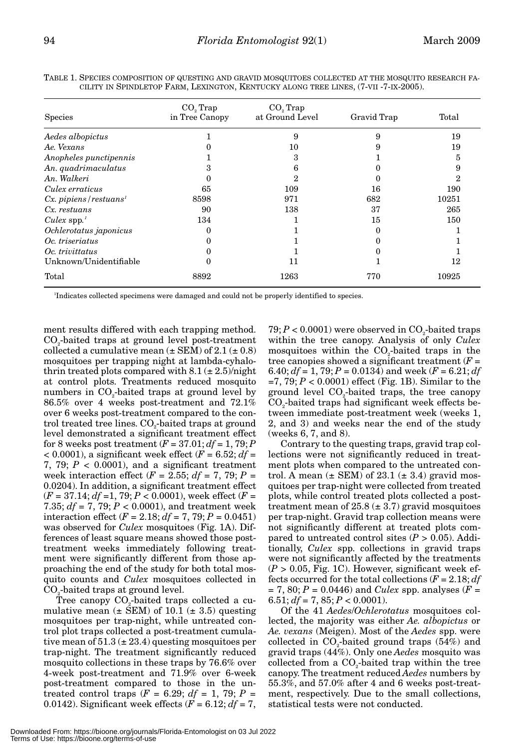TABLE 1. SPECIES COMPOSITION OF QUESTING AND GRAVID MOSQUITOES COLLECTED AT THE MOSQUITO RESEARCH FACILITY IN SPINDLETOP FARM, LEXINGTON, KENTUCKY ALONG TREE LINES, (7-VII -7-IX-2005).

| Species | $CO_2$ Trap in Tree Canopy | $CO_2$ Trap at Ground Level | Gravid Trap | Total |
|---|---|---|---|---|
| *Aedes albopictus* | 1 | 9 | 9 | 19 |
| *Ae. Vexans* | 0 | 10 | 9 | 19 |
| *Anopheles punctipennis* | 1 | 3 | 1 | 5 |
| *An. quadrimaculatus* | 3 | 6 | 0 | 9 |
| *An. Walkeri* | 0 | 2 | 0 | 2 |
| *Culex erraticus* | 65 | 109 | 16 | 190 |
| *Cx. pipiens/restuans*[1] | 8598 | 971 | 682 | 10251 |
| *Cx. restuans* | 90 | 138 | 37 | 265 |
| *Culex* spp.[1] | 134 | 1 | 15 | 150 |
| *Ochlerotatus japonicus* | 0 | 1 | 0 | 1 |
| *Oc. triseriatus* | 0 | 1 | 0 | 1 |
| *Oc. trivittatus* | 0 | 1 | 0 | 1 |
| Unknown/Unidentifiable | 0 | 11 | 1 | 12 |
| Total | 8892 | 1263 | 770 | 10925 |

[1]Indicates collected specimens were damaged and could not be properly identified to species.

ment results differed with each trapping method. $CO_2$-baited traps at ground level post-treatment collected a cumulative mean (± SEM) of 2.1 (± 0.8) mosquitoes per trapping night at lambda-cyhalothrin treated plots compared with 8.1 (± 2.5)/night at control plots. Treatments reduced mosquito numbers in $CO_2$-baited traps at ground level by 86.5% over 4 weeks post-treatment and 72.1% over 6 weeks post-treatment compared to the control treated tree lines. $CO_2$-baited traps at ground level demonstrated a significant treatment effect for 8 weeks post treatment ($F = 37.01$; $df = 1, 79$; $P < 0.0001$), a significant week effect ($F = 6.52$; $df = 7, 79$; $P < 0.0001$), and a significant treatment week interaction effect ($F = 2.55$; $df = 7, 79$; $P = 0.0204$). In addition, a significant treatment effect ($F = 37.14$; $df = 1, 79$; $P < 0.0001$), week effect ($F = 7.35$; $df = 7, 79$; $P < 0.0001$), and treatment week interaction effect ($F = 2.18$; $df = 7, 79$; $P = 0.0451$) was observed for *Culex* mosquitoes (Fig. 1A). Differences of least square means showed those post-treatment weeks immediately following treatment were significantly different from those approaching the end of the study for both total mosquito counts and *Culex* mosquitoes collected in $CO_2$-baited traps at ground level.

Tree canopy $CO_2$-baited traps collected a cumulative mean (± SEM) of 10.1 (± 3.5) questing mosquitoes per trap-night, while untreated control plot traps collected a post-treatment cumulative mean of 51.3 (± 23.4) questing mosquitoes per trap-night. The treatment significantly reduced mosquito collections in these traps by 76.6% over 4-week post-treatment and 71.9% over 6-week post-treatment compared to those in the untreated control traps ($F = 6.29$; $df = 1, 79$; $P = 0.0142$). Significant week effects ($F = 6.12$; $df = 7, 79$; $P < 0.0001$) were observed in $CO_2$-baited traps within the tree canopy. Analysis of only *Culex* mosquitoes within the $CO_2$-baited traps in the tree canopies showed a significant treatment ($F = 6.40$; $df = 1, 79$; $P = 0.0134$) and week ($F = 6.21$; $df = 7, 79$; $P < 0.0001$) effect (Fig. 1B). Similar to the ground level $CO_2$-baited traps, the tree canopy $CO_2$-baited traps had significant week effects between immediate post-treatment week (weeks 1, 2, and 3) and weeks near the end of the study (weeks 6, 7, and 8).

Contrary to the questing traps, gravid trap collections were not significantly reduced in treatment plots when compared to the untreated control. A mean (± SEM) of 23.1 (± 3.4) gravid mosquitoes per trap-night were collected from treated plots, while control treated plots collected a post-treatment mean of 25.8 (± 3.7) gravid mosquitoes per trap-night. Gravid trap collection means were not significantly different at treated plots compared to untreated control sites ($P > 0.05$). Additionally, *Culex* spp. collections in gravid traps were not significantly affected by the treatments ($P > 0.05$, Fig. 1C). However, significant week effects occurred for the total collections ($F = 2.18$; $df = 7, 80$; $P = 0.0446$) and *Culex* spp. analyses ($F = 6.51$; $df = 7, 85$; $P < 0.0001$).

Of the 41 *Aedes*/*Ochlerotatus* mosquitoes collected, the majority was either *Ae. albopictus* or *Ae. vexans* (Meigen). Most of the *Aedes* spp. were collected in $CO_2$-baited ground traps (54%) and gravid traps (44%). Only one *Aedes* mosquito was collected from a $CO_2$-baited trap within the tree canopy. The treatment reduced *Aedes* numbers by 55.3%, and 57.0% after 4 and 6 weeks post-treatment, respectively. Due to the small collections, statistical tests were not conducted.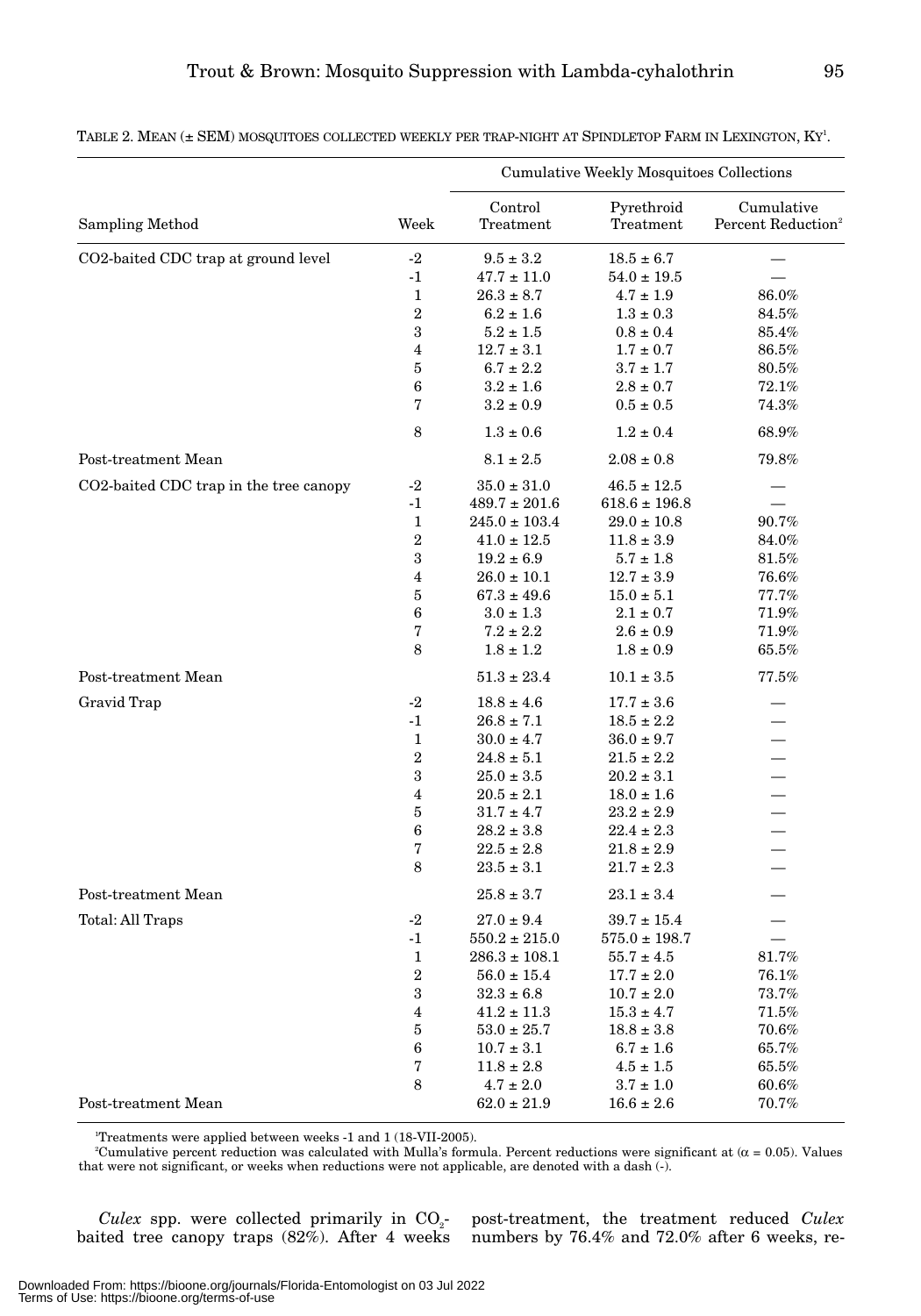TABLE 2. MEAN (± SEM) MOSQUITOES COLLECTED WEEKLY PER TRAP-NIGHT AT SPINDLETOP FARM IN LEXINGTON, KY[1].

| | | Cumulative Weekly Mosquitoes Collections | | |
|---|---|---|---|---|
| Sampling Method | Week | Control Treatment | Pyrethroid Treatment | Cumulative Percent Reduction[2] |
| $CO_2$-baited CDC trap at ground level | -2 | 9.5 ± 3.2 | 18.5 ± 6.7 | — |
| | -1 | 47.7 ± 11.0 | 54.0 ± 19.5 | — |
| | 1 | 26.3 ± 8.7 | 4.7 ± 1.9 | 86.0% |
| | 2 | 6.2 ± 1.6 | 1.3 ± 0.3 | 84.5% |
| | 3 | 5.2 ± 1.5 | 0.8 ± 0.4 | 85.4% |
| | 4 | 12.7 ± 3.1 | 1.7 ± 0.7 | 86.5% |
| | 5 | 6.7 ± 2.2 | 3.7 ± 1.7 | 80.5% |
| | 6 | 3.2 ± 1.6 | 2.8 ± 0.7 | 72.1% |
| | 7 | 3.2 ± 0.9 | 0.5 ± 0.5 | 74.3% |
| | 8 | 1.3 ± 0.6 | 1.2 ± 0.4 | 68.9% |
| Post-treatment Mean | | 8.1 ± 2.5 | 2.08 ± 0.8 | 79.8% |
| $CO_2$-baited CDC trap in the tree canopy | -2 | 35.0 ± 31.0 | 46.5 ± 12.5 | — |
| | -1 | 489.7 ± 201.6 | 618.6 ± 196.8 | — |
| | 1 | 245.0 ± 103.4 | 29.0 ± 10.8 | 90.7% |
| | 2 | 41.0 ± 12.5 | 11.8 ± 3.9 | 84.0% |
| | 3 | 19.2 ± 6.9 | 5.7 ± 1.8 | 81.5% |
| | 4 | 26.0 ± 10.1 | 12.7 ± 3.9 | 76.6% |
| | 5 | 67.3 ± 49.6 | 15.0 ± 5.1 | 77.7% |
| | 6 | 3.0 ± 1.3 | 2.1 ± 0.7 | 71.9% |
| | 7 | 7.2 ± 2.2 | 2.6 ± 0.9 | 71.9% |
| | 8 | 1.8 ± 1.2 | 1.8 ± 0.9 | 65.5% |
| Post-treatment Mean | | 51.3 ± 23.4 | 10.1 ± 3.5 | 77.5% |
| Gravid Trap | -2 | 18.8 ± 4.6 | 17.7 ± 3.6 | — |
| | -1 | 26.8 ± 7.1 | 18.5 ± 2.2 | — |
| | 1 | 30.0 ± 4.7 | 36.0 ± 9.7 | — |
| | 2 | 24.8 ± 5.1 | 21.5 ± 2.2 | — |
| | 3 | 25.0 ± 3.5 | 20.2 ± 3.1 | — |
| | 4 | 20.5 ± 2.1 | 18.0 ± 1.6 | — |
| | 5 | 31.7 ± 4.7 | 23.2 ± 2.9 | — |
| | 6 | 28.2 ± 3.8 | 22.4 ± 2.3 | — |
| | 7 | 22.5 ± 2.8 | 21.8 ± 2.9 | — |
| | 8 | 23.5 ± 3.1 | 21.7 ± 2.3 | — |
| Post-treatment Mean | | 25.8 ± 3.7 | 23.1 ± 3.4 | — |
| Total: All Traps | -2 | 27.0 ± 9.4 | 39.7 ± 15.4 | — |
| | -1 | 550.2 ± 215.0 | 575.0 ± 198.7 | — |
| | 1 | 286.3 ± 108.1 | 55.7 ± 4.5 | 81.7% |
| | 2 | 56.0 ± 15.4 | 17.7 ± 2.0 | 76.1% |
| | 3 | 32.3 ± 6.8 | 10.7 ± 2.0 | 73.7% |
| | 4 | 41.2 ± 11.3 | 15.3 ± 4.7 | 71.5% |
| | 5 | 53.0 ± 25.7 | 18.8 ± 3.8 | 70.6% |
| | 6 | 10.7 ± 3.1 | 6.7 ± 1.6 | 65.7% |
| | 7 | 11.8 ± 2.8 | 4.5 ± 1.5 | 65.5% |
| | 8 | 4.7 ± 2.0 | 3.7 ± 1.0 | 60.6% |
| Post-treatment Mean | | 62.0 ± 21.9 | 16.6 ± 2.6 | 70.7% |

[1]Treatments were applied between weeks -1 and 1 (18-VII-2005).

[2]Cumulative percent reduction was calculated with Mulla's formula. Percent reductions were significant at ($\alpha$ = 0.05). Values that were not significant, or weeks when reductions were not applicable, are denoted with a dash (-).

*Culex* spp. were collected primarily in $CO_2$-baited tree canopy traps (82%). After 4 weeks post-treatment, the treatment reduced *Culex* numbers by 76.4% and 72.0% after 6 weeks, re-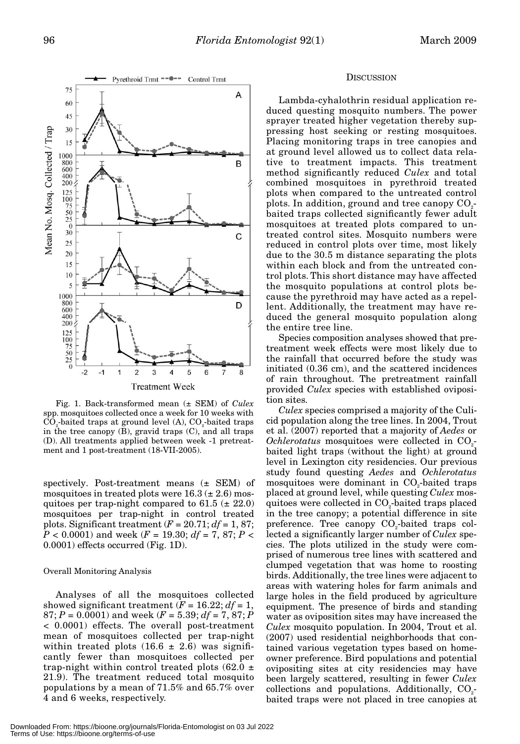Fig. 1. Back-transformed mean (± SEM) of *Culex* spp. mosquitoes collected once a week for 10 weeks with $CO_2$-baited traps at ground level (A), $CO_2$-baited traps in the tree canopy (B), gravid traps (C), and all traps (D). All treatments applied between week -1 pretreatment and 1 post-treatment (18-VII-2005).

spectively. Post-treatment means (± SEM) of mosquitoes in treated plots were 16.3 (± 2.6) mosquitoes per trap-night compared to 61.5 (± 22.0) mosquitoes per trap-night in control treated plots. Significant treatment ($F = 20.71$; $df = 1, 87$; $P < 0.0001$) and week ($F = 19.30$; $df = 7, 87$; $P < 0.0001$) effects occurred (Fig. 1D).

### Overall Monitoring Analysis

Analyses of all the mosquitoes collected showed significant treatment ($F = 16.22$; $df = 1, 87$; $P = 0.0001$) and week ($F = 5.39$; $df = 7, 87$; $P < 0.0001$) effects. The overall post-treatment mean of mosquitoes collected per trap-night within treated plots (16.6 ± 2.6) was significantly fewer than mosquitoes collected per trap-night within control treated plots (62.0 ± 21.9). The treatment reduced total mosquito populations by a mean of 71.5% and 65.7% over 4 and 6 weeks, respectively.

## Discussion

Lambda-cyhalothrin residual application reduced questing mosquito numbers. The power sprayer treated higher vegetation thereby suppressing host seeking or resting mosquitoes. Placing monitoring traps in tree canopies and at ground level allowed us to collect data relative to treatment impacts. This treatment method significantly reduced *Culex* and total combined mosquitoes in pyrethroid treated plots when compared to the untreated control plots. In addition, ground and tree canopy $CO_2$-baited traps collected significantly fewer adult mosquitoes at treated plots compared to untreated control sites. Mosquito numbers were reduced in control plots over time, most likely due to the 30.5 m distance separating the plots within each block and from the untreated control plots. This short distance may have affected the mosquito populations at control plots because the pyrethroid may have acted as a repellent. Additionally, the treatment may have reduced the general mosquito population along the entire tree line.

Species composition analyses showed that pretreatment week effects were most likely due to the rainfall that occurred before the study was initiated (0.36 cm), and the scattered incidences of rain throughout. The pretreatment rainfall provided *Culex* species with established oviposition sites.

*Culex* species comprised a majority of the Culicid population along the tree lines. In 2004, Trout et al. (2007) reported that a majority of *Aedes* or *Ochlerotatus* mosquitoes were collected in $CO_2$-baited light traps (without the light) at ground level in Lexington city residencies. Our previous study found questing *Aedes* and *Ochlerotatus* mosquitoes were dominant in $CO_2$-baited traps placed at ground level, while questing *Culex* mosquitoes were collected in $CO_2$-baited traps placed in the tree canopy; a potential difference in site preference. Tree canopy $CO_2$-baited traps collected a significantly larger number of *Culex* species. The plots utilized in the study were comprised of numerous tree lines with scattered and clumped vegetation that was home to roosting birds. Additionally, the tree lines were adjacent to areas with watering holes for farm animals and large holes in the field produced by agriculture equipment. The presence of birds and standing water as oviposition sites may have increased the *Culex* mosquito population. In 2004, Trout et al. (2007) used residential neighborhoods that contained various vegetation types based on homeowner preference. Bird populations and potential ovipositing sites at city residencies may have been largely scattered, resulting in fewer *Culex* collections and populations. Additionally, $CO_2$-baited traps were not placed in tree canopies at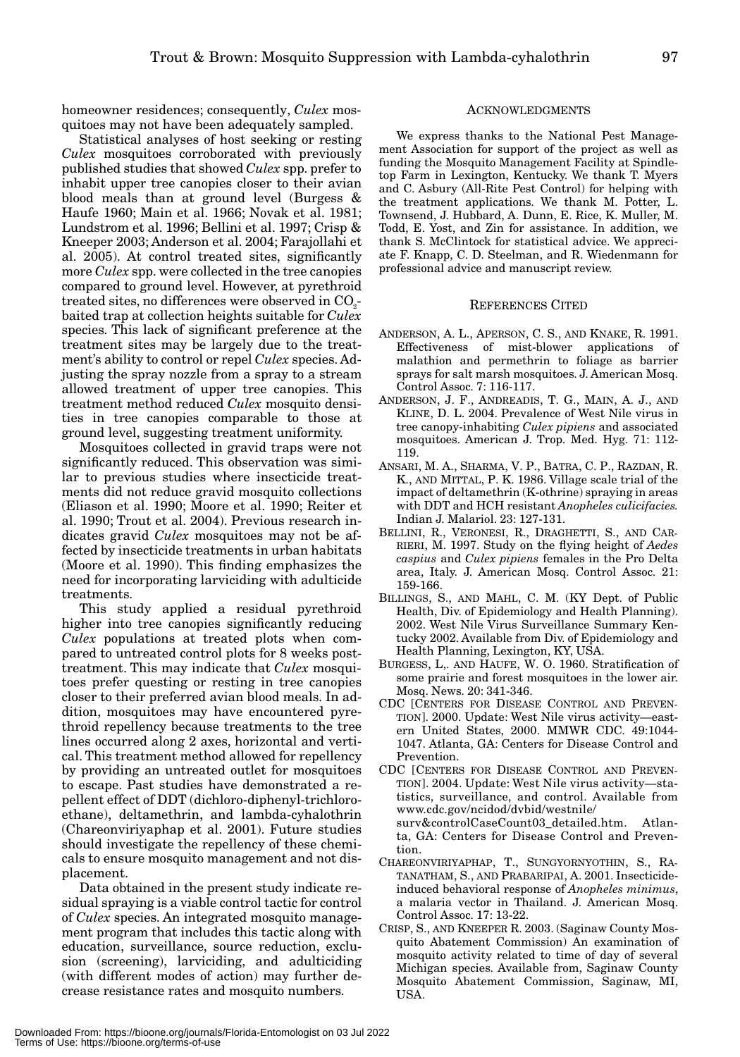homeowner residences; consequently, *Culex* mosquitoes may not have been adequately sampled.

Statistical analyses of host seeking or resting *Culex* mosquitoes corroborated with previously published studies that showed *Culex* spp. prefer to inhabit upper tree canopies closer to their avian blood meals than at ground level (Burgess & Haufe 1960; Main et al. 1966; Novak et al. 1981; Lundstrom et al. 1996; Bellini et al. 1997; Crisp & Kneeper 2003; Anderson et al. 2004; Farajollahi et al. 2005). At control treated sites, significantly more *Culex* spp. were collected in the tree canopies compared to ground level. However, at pyrethroid treated sites, no differences were observed in $CO_2$-baited trap at collection heights suitable for *Culex* species. This lack of significant preference at the treatment sites may be largely due to the treatment's ability to control or repel *Culex* species. Adjusting the spray nozzle from a spray to a stream allowed treatment of upper tree canopies. This treatment method reduced *Culex* mosquito densities in tree canopies comparable to those at ground level, suggesting treatment uniformity.

Mosquitoes collected in gravid traps were not significantly reduced. This observation was similar to previous studies where insecticide treatments did not reduce gravid mosquito collections (Eliason et al. 1990; Moore et al. 1990; Reiter et al. 1990; Trout et al. 2004). Previous research indicates gravid *Culex* mosquitoes may not be affected by insecticide treatments in urban habitats (Moore et al. 1990). This finding emphasizes the need for incorporating larviciding with adulticide treatments.

This study applied a residual pyrethroid higher into tree canopies significantly reducing *Culex* populations at treated plots when compared to untreated control plots for 8 weeks post-treatment. This may indicate that *Culex* mosquitoes prefer questing or resting in tree canopies closer to their preferred avian blood meals. In addition, mosquitoes may have encountered pyrethroid repellency because treatments to the tree lines occurred along 2 axes, horizontal and vertical. This treatment method allowed for repellency by providing an untreated outlet for mosquitoes to escape. Past studies have demonstrated a repellent effect of DDT (dichloro-diphenyl-trichloroethane), deltamethrin, and lambda-cyhalothrin (Chareonviriyaphap et al. 2001). Future studies should investigate the repellency of these chemicals to ensure mosquito management and not displacement.

Data obtained in the present study indicate residual spraying is a viable control tactic for control of *Culex* species. An integrated mosquito management program that includes this tactic along with education, surveillance, source reduction, exclusion (screening), larviciding, and adulticiding (with different modes of action) may further decrease resistance rates and mosquito numbers.

## Acknowledgments

We express thanks to the National Pest Management Association for support of the project as well as funding the Mosquito Management Facility at Spindletop Farm in Lexington, Kentucky. We thank T. Myers and C. Asbury (All-Rite Pest Control) for helping with the treatment applications. We thank M. Potter, L. Townsend, J. Hubbard, A. Dunn, E. Rice, K. Muller, M. Todd, E. Yost, and Zin for assistance. In addition, we thank S. McClintock for statistical advice. We appreciate F. Knapp, C. D. Steelman, and R. Wiedenmann for professional advice and manuscript review.

## References Cited

ANDERSON, A. L., APERSON, C. S., AND KNAKE, R. 1991. Effectiveness of mist-blower applications of malathion and permethrin to foliage as barrier sprays for salt marsh mosquitoes. J. American Mosq. Control Assoc. 7: 116-117.

ANDERSON, J. F., ANDREADIS, T. G., MAIN, A. J., AND KLINE, D. L. 2004. Prevalence of West Nile virus in tree canopy-inhabiting *Culex pipiens* and associated mosquitoes. American J. Trop. Med. Hyg. 71: 112-119.

ANSARI, M. A., SHARMA, V. P., BATRA, C. P., RAZDAN, R. K., AND MITTAL, P. K. 1986. Village scale trial of the impact of deltamethrin (K-othrine) spraying in areas with DDT and HCH resistant *Anopheles culicifacies.* Indian J. Malariol. 23: 127-131.

BELLINI, R., VERONESI, R., DRAGHETTI, S., AND CARRIERI, M. 1997. Study on the flying height of *Aedes caspius* and *Culex pipiens* females in the Pro Delta area, Italy. J. American Mosq. Control Assoc. 21: 159-166.

BILLINGS, S., AND MAHL, C. M. (KY Dept. of Public Health, Div. of Epidemiology and Health Planning). 2002. West Nile Virus Surveillance Summary Kentucky 2002. Available from Div. of Epidemiology and Health Planning, Lexington, KY, USA.

BURGESS, L,. AND HAUFE, W. O. 1960. Stratification of some prairie and forest mosquitoes in the lower air. Mosq. News. 20: 341-346.

CDC [CENTERS FOR DISEASE CONTROL AND PREVENTION]. 2000. Update: West Nile virus activity—eastern United States, 2000. MMWR CDC. 49:1044-1047. Atlanta, GA: Centers for Disease Control and Prevention.

CDC [CENTERS FOR DISEASE CONTROL AND PREVENTION]. 2004. Update: West Nile virus activity—statistics, surveillance, and control. Available from www.cdc.gov/ncidod/dvbid/westnile/surv&controlCaseCount03_detailed.htm. Atlanta, GA: Centers for Disease Control and Prevention.

CHAREONVIRIYAPHAP, T., SUNGYORNYOTHIN, S., RATANATHAM, S., AND PRABARIPAI, A. 2001. Insecticide-induced behavioral response of *Anopheles minimus*, a malaria vector in Thailand. J. American Mosq. Control Assoc. 17: 13-22.

CRISP, S., AND KNEEPER R. 2003. (Saginaw County Mosquito Abatement Commission) An examination of mosquito activity related to time of day of several Michigan species. Available from, Saginaw County Mosquito Abatement Commission, Saginaw, MI, USA.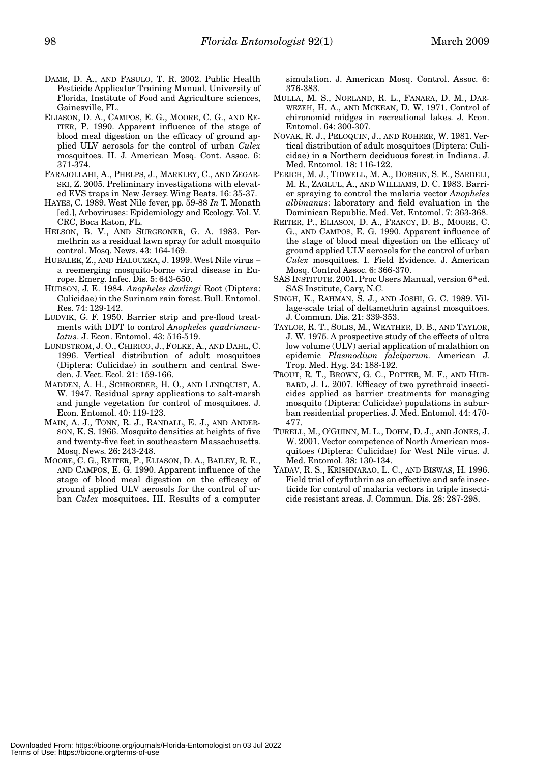DAME, D. A., AND FASULO, T. R. 2002. Public Health Pesticide Applicator Training Manual. University of Florida, Institute of Food and Agriculture sciences, Gainesville, FL.

ELIASON, D. A., CAMPOS, E. G., MOORE, C. G., AND REITER, P. 1990. Apparent influence of the stage of blood meal digestion on the efficacy of ground applied ULV aerosols for the control of urban *Culex* mosquitoes. II. J. American Mosq. Cont. Assoc. 6: 371-374.

FARAJOLLAHI, A., PHELPS, J., MARKLEY, C., AND ZEGARSKI, Z. 2005. Preliminary investigations with elevated EVS traps in New Jersey. Wing Beats. 16: 35-37.

HAYES, C. 1989. West Nile fever, pp. 59-88 *In* T. Monath [ed.], Arboviruses: Epidemiology and Ecology. Vol. V. CRC, Boca Raton, FL.

HELSON, B. V., AND SURGEONER, G. A. 1983. Permethrin as a residual lawn spray for adult mosquito control. Mosq. News. 43: 164-169.

HUBALEK, Z., AND HALOUZKA, J. 1999. West Nile virus – a reemerging mosquito-borne viral disease in Europe. Emerg. Infec. Dis. 5: 643-650.

HUDSON, J. E. 1984. *Anopheles darlingi* Root (Diptera: Culicidae) in the Surinam rain forest. Bull. Entomol. Res. 74: 129-142.

LUDVIK, G. F. 1950. Barrier strip and pre-flood treatments with DDT to control *Anopheles quadrimaculatus*. J. Econ. Entomol. 43: 516-519.

LUNDSTROM, J. O., CHIRICO, J., FOLKE, A., AND DAHL, C. 1996. Vertical distribution of adult mosquitoes (Diptera: Culicidae) in southern and central Sweden. J. Vect. Ecol. 21: 159-166.

MADDEN, A. H., SCHROEDER, H. O., AND LINDQUIST, A. W. 1947. Residual spray applications to salt-marsh and jungle vegetation for control of mosquitoes. J. Econ. Entomol. 40: 119-123.

MAIN, A. J., TONN, R. J., RANDALL, E. J., AND ANDERSON, K. S. 1966. Mosquito densities at heights of five and twenty-five feet in southeastern Massachusetts. Mosq. News. 26: 243-248.

MOORE, C. G., REITER, P., ELIASON, D. A., BAILEY, R. E., AND CAMPOS, E. G. 1990. Apparent influence of the stage of blood meal digestion on the efficacy of ground applied ULV aerosols for the control of urban *Culex* mosquitoes. III. Results of a computer simulation. J. American Mosq. Control. Assoc. 6: 376-383.

MULLA, M. S., NORLAND, R. L., FANARA, D. M., DARWEZEH, H. A., AND MCKEAN, D. W. 1971. Control of chironomid midges in recreational lakes. J. Econ. Entomol. 64: 300-307.

NOVAK, R. J., PELOQUIN, J., AND ROHRER, W. 1981. Vertical distribution of adult mosquitoes (Diptera: Culicidae) in a Northern deciduous forest in Indiana. J. Med. Entomol. 18: 116-122.

PERICH, M. J., TIDWELL, M. A., DOBSON, S. E., SARDELI, M. R., ZAGLUL, A., AND WILLIAMS, D. C. 1983. Barrier spraying to control the malaria vector *Anopheles albimanus*: laboratory and field evaluation in the Dominican Republic. Med. Vet. Entomol. 7: 363-368.

REITER, P., ELIASON, D. A., FRANCY, D. B., MOORE, C. G., AND CAMPOS, E. G. 1990. Apparent influence of the stage of blood meal digestion on the efficacy of ground applied ULV aerosols for the control of urban *Culex* mosquitoes. I. Field Evidence. J. American Mosq. Control Assoc. 6: 366-370.

SAS INSTITUTE. 2001. Proc Users Manual, version 6th ed. SAS Institute, Cary, N.C.

SINGH, K., RAHMAN, S. J., AND JOSHI, G. C. 1989. Village-scale trial of deltamethrin against mosquitoes. J. Commun. Dis. 21: 339-353.

TAYLOR, R. T., SOLIS, M., WEATHER, D. B., AND TAYLOR, J. W. 1975. A prospective study of the effects of ultra low volume (ULV) aerial application of malathion on epidemic *Plasmodium falciparum*. American J. Trop. Med. Hyg. 24: 188-192.

TROUT, R. T., BROWN, G. C., POTTER, M. F., AND HUBBARD, J. L. 2007. Efficacy of two pyrethroid insecticides applied as barrier treatments for managing mosquito (Diptera: Culicidae) populations in suburban residential properties. J. Med. Entomol. 44: 470-477.

TURELL, M., O'GUINN, M. L., DOHM, D. J., AND JONES, J. W. 2001. Vector competence of North American mosquitoes (Diptera: Culicidae) for West Nile virus. J. Med. Entomol. 38: 130-134.

YADAV, R. S., KRISHNARAO, L. C., AND BISWAS, H. 1996. Field trial of cyfluthrin as an effective and safe insecticide for control of malaria vectors in triple insecticide resistant areas. J. Commun. Dis. 28: 287-298.